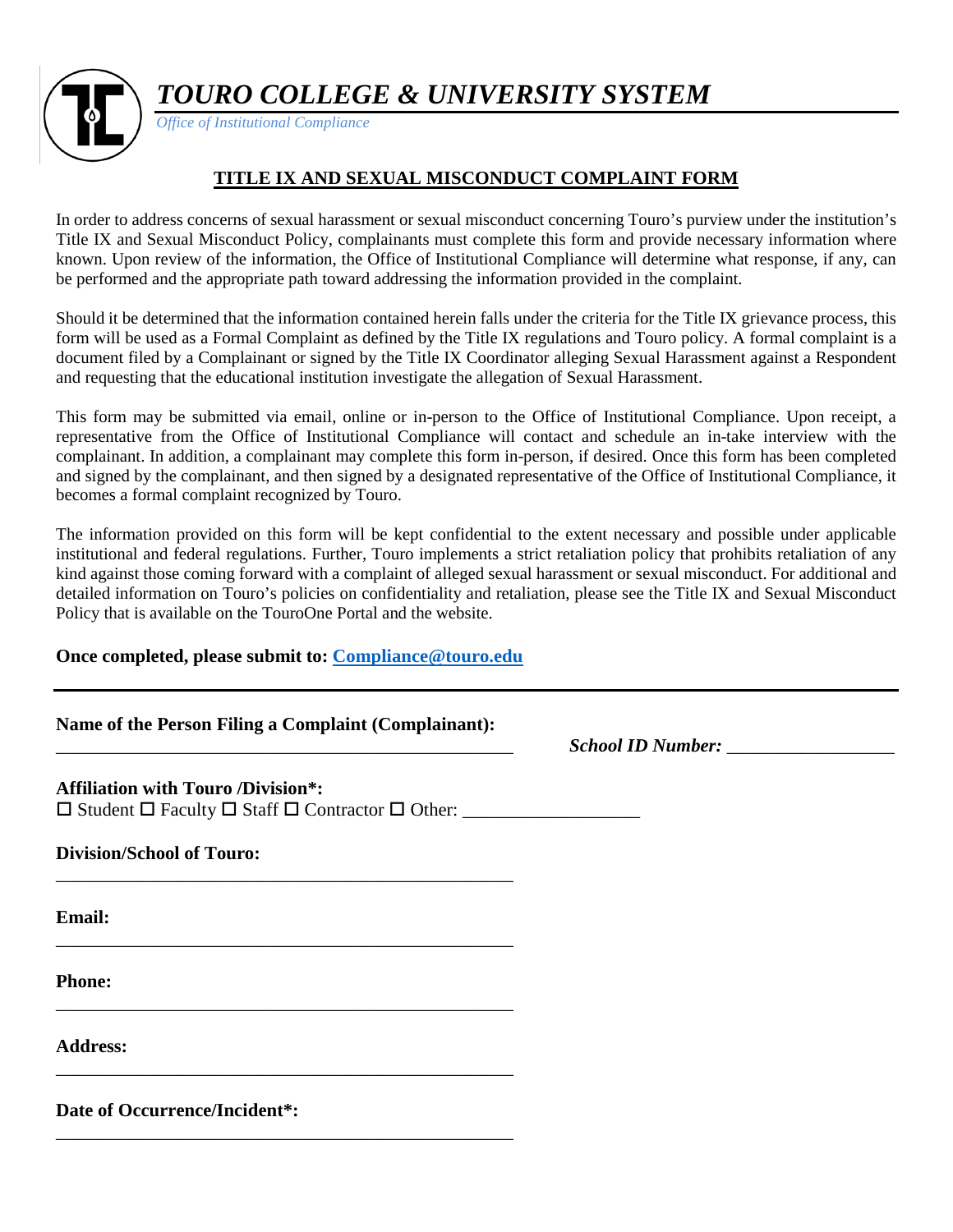# *TOURO COLLEGE & UNIVERSITY SYSTEM*

*Office of Institutional Compliance*

## TITLE IX AND SEXUAL MISCONDUCT COMPLAINT FORM

In order to address concerns of sexual harassment or sexual misconduct concerning Touro's purview under the institution's Title IX and Sexual Misconduct Policy, complainants must complete this form and provide necessary information where known. Upon review of the information, the Office of Institutional Compliance will determine what response, if any, can be performed and the appropriate path toward addressing the information provided in the complaint.

Should it be determined that the information contained herein falls under the criteria for the Title IX grievance process, this form will be used as a Formal Complaint as defined by the Title IX regulations and Touro policy. A formal complaint is a document filed by a Complainant or signed by the Title IX Coordinator alleging Sexual Harassment against a Respondent and requesting that the educational institution investigate the allegation of Sexual Harassment.

This form may be submitted via email, online or in-person to the Office of Institutional Compliance. Upon receipt, a representative from the Office of Institutional Compliance will contact and schedule an in-take interview with the complainant. In addition, a complainant may complete this form in-person, if desired. Once this form has been completed and signed by the complainant, and then signed by a designated representative of the Office of Institutional Compliance, it becomes a formal complaint recognized by Touro.

The information provided on this form will be kept confidential to the extent necessary and possible under applicable institutional and federal regulations. Further, Touro implements a strict retaliation policy that prohibits retaliation of any kind against those coming forward with a complaint of alleged sexual harassment or sexual misconduct. For additional and detailed information on Touro's policies on confidentiality and retaliation, please see the Title IX and Sexual Misconduct Policy that is available on the TouroOne Portal and the website.

**Once completed, please submit to: Compliance@touro.edu**

---

**Name of the Person Filing a Complaint (Complainant):**
_____________________________________________ ***School ID Number:*** ________________

**Affiliation with Touro /Division*:**
☐ Student ☐ Faculty ☐ Staff ☐ Contractor ☐ Other: ________________

**Division/School of Touro:**
_____________________________________________

**Email:**
_____________________________________________

**Phone:**
_____________________________________________

**Address:**
_____________________________________________

**Date of Occurrence/Incident*:**
_____________________________________________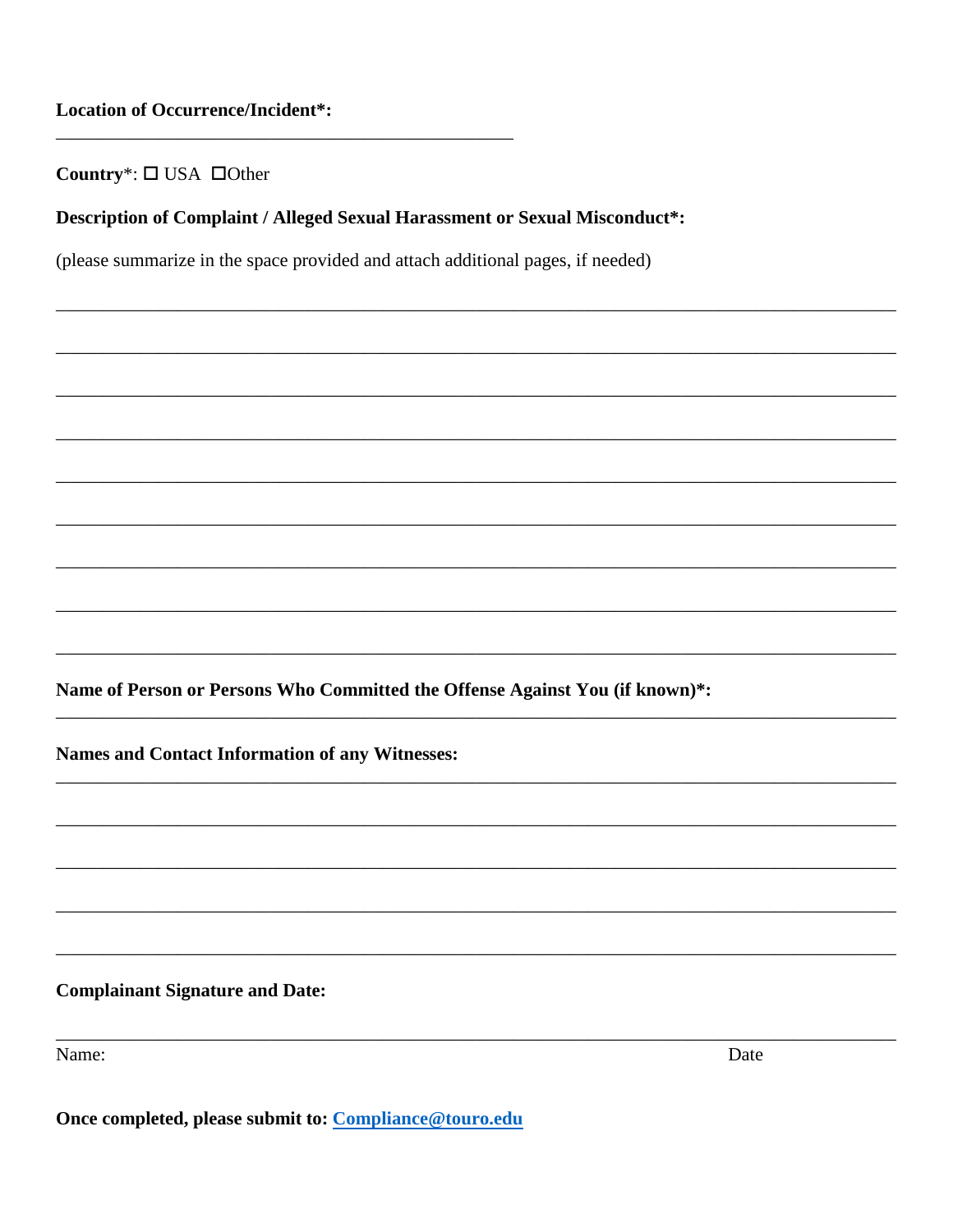**Location of Occurrence/Incident*:**

\_\_\_\_\_\_\_\_\_\_\_\_\_\_\_\_\_\_\_\_\_\_\_\_\_\_\_\_\_\_\_\_\_\_\_\_\_\_\_\_\_\_\_\_\_\_\_\_

**Country***: ☐ USA ☐Other

**Description of Complaint / Alleged Sexual Harassment or Sexual Misconduct*:**

(please summarize in the space provided and attach additional pages, if needed)

\_\_\_\_\_\_\_\_\_\_\_\_\_\_\_\_\_\_\_\_\_\_\_\_\_\_\_\_\_\_\_\_\_\_\_\_\_\_\_\_\_\_\_\_\_\_\_\_\_\_\_\_\_\_\_\_\_\_\_\_\_\_\_\_\_\_\_\_\_\_\_\_\_\_\_\_\_\_\_\_\_\_\_\_\_\_\_\_\_\_

\_\_\_\_\_\_\_\_\_\_\_\_\_\_\_\_\_\_\_\_\_\_\_\_\_\_\_\_\_\_\_\_\_\_\_\_\_\_\_\_\_\_\_\_\_\_\_\_\_\_\_\_\_\_\_\_\_\_\_\_\_\_\_\_\_\_\_\_\_\_\_\_\_\_\_\_\_\_\_\_\_\_\_\_\_\_\_\_\_\_

\_\_\_\_\_\_\_\_\_\_\_\_\_\_\_\_\_\_\_\_\_\_\_\_\_\_\_\_\_\_\_\_\_\_\_\_\_\_\_\_\_\_\_\_\_\_\_\_\_\_\_\_\_\_\_\_\_\_\_\_\_\_\_\_\_\_\_\_\_\_\_\_\_\_\_\_\_\_\_\_\_\_\_\_\_\_\_\_\_\_

\_\_\_\_\_\_\_\_\_\_\_\_\_\_\_\_\_\_\_\_\_\_\_\_\_\_\_\_\_\_\_\_\_\_\_\_\_\_\_\_\_\_\_\_\_\_\_\_\_\_\_\_\_\_\_\_\_\_\_\_\_\_\_\_\_\_\_\_\_\_\_\_\_\_\_\_\_\_\_\_\_\_\_\_\_\_\_\_\_\_

\_\_\_\_\_\_\_\_\_\_\_\_\_\_\_\_\_\_\_\_\_\_\_\_\_\_\_\_\_\_\_\_\_\_\_\_\_\_\_\_\_\_\_\_\_\_\_\_\_\_\_\_\_\_\_\_\_\_\_\_\_\_\_\_\_\_\_\_\_\_\_\_\_\_\_\_\_\_\_\_\_\_\_\_\_\_\_\_\_\_

\_\_\_\_\_\_\_\_\_\_\_\_\_\_\_\_\_\_\_\_\_\_\_\_\_\_\_\_\_\_\_\_\_\_\_\_\_\_\_\_\_\_\_\_\_\_\_\_\_\_\_\_\_\_\_\_\_\_\_\_\_\_\_\_\_\_\_\_\_\_\_\_\_\_\_\_\_\_\_\_\_\_\_\_\_\_\_\_\_\_

\_\_\_\_\_\_\_\_\_\_\_\_\_\_\_\_\_\_\_\_\_\_\_\_\_\_\_\_\_\_\_\_\_\_\_\_\_\_\_\_\_\_\_\_\_\_\_\_\_\_\_\_\_\_\_\_\_\_\_\_\_\_\_\_\_\_\_\_\_\_\_\_\_\_\_\_\_\_\_\_\_\_\_\_\_\_\_\_\_\_

\_\_\_\_\_\_\_\_\_\_\_\_\_\_\_\_\_\_\_\_\_\_\_\_\_\_\_\_\_\_\_\_\_\_\_\_\_\_\_\_\_\_\_\_\_\_\_\_\_\_\_\_\_\_\_\_\_\_\_\_\_\_\_\_\_\_\_\_\_\_\_\_\_\_\_\_\_\_\_\_\_\_\_\_\_\_\_\_\_\_

\_\_\_\_\_\_\_\_\_\_\_\_\_\_\_\_\_\_\_\_\_\_\_\_\_\_\_\_\_\_\_\_\_\_\_\_\_\_\_\_\_\_\_\_\_\_\_\_\_\_\_\_\_\_\_\_\_\_\_\_\_\_\_\_\_\_\_\_\_\_\_\_\_\_\_\_\_\_\_\_\_\_\_\_\_\_\_\_\_\_

**Name of Person or Persons Who Committed the Offense Against You (if known)*:**

\_\_\_\_\_\_\_\_\_\_\_\_\_\_\_\_\_\_\_\_\_\_\_\_\_\_\_\_\_\_\_\_\_\_\_\_\_\_\_\_\_\_\_\_\_\_\_\_\_\_\_\_\_\_\_\_\_\_\_\_\_\_\_\_\_\_\_\_\_\_\_\_\_\_\_\_\_\_\_\_\_\_\_\_\_\_\_\_\_\_

**Names and Contact Information of any Witnesses:**

\_\_\_\_\_\_\_\_\_\_\_\_\_\_\_\_\_\_\_\_\_\_\_\_\_\_\_\_\_\_\_\_\_\_\_\_\_\_\_\_\_\_\_\_\_\_\_\_\_\_\_\_\_\_\_\_\_\_\_\_\_\_\_\_\_\_\_\_\_\_\_\_\_\_\_\_\_\_\_\_\_\_\_\_\_\_\_\_\_\_

\_\_\_\_\_\_\_\_\_\_\_\_\_\_\_\_\_\_\_\_\_\_\_\_\_\_\_\_\_\_\_\_\_\_\_\_\_\_\_\_\_\_\_\_\_\_\_\_\_\_\_\_\_\_\_\_\_\_\_\_\_\_\_\_\_\_\_\_\_\_\_\_\_\_\_\_\_\_\_\_\_\_\_\_\_\_\_\_\_\_

\_\_\_\_\_\_\_\_\_\_\_\_\_\_\_\_\_\_\_\_\_\_\_\_\_\_\_\_\_\_\_\_\_\_\_\_\_\_\_\_\_\_\_\_\_\_\_\_\_\_\_\_\_\_\_\_\_\_\_\_\_\_\_\_\_\_\_\_\_\_\_\_\_\_\_\_\_\_\_\_\_\_\_\_\_\_\_\_\_\_

\_\_\_\_\_\_\_\_\_\_\_\_\_\_\_\_\_\_\_\_\_\_\_\_\_\_\_\_\_\_\_\_\_\_\_\_\_\_\_\_\_\_\_\_\_\_\_\_\_\_\_\_\_\_\_\_\_\_\_\_\_\_\_\_\_\_\_\_\_\_\_\_\_\_\_\_\_\_\_\_\_\_\_\_\_\_\_\_\_\_

\_\_\_\_\_\_\_\_\_\_\_\_\_\_\_\_\_\_\_\_\_\_\_\_\_\_\_\_\_\_\_\_\_\_\_\_\_\_\_\_\_\_\_\_\_\_\_\_\_\_\_\_\_\_\_\_\_\_\_\_\_\_\_\_\_\_\_\_\_\_\_\_\_\_\_\_\_\_\_\_\_\_\_\_\_\_\_\_\_\_

**Complainant Signature and Date:**

\_\_\_\_\_\_\_\_\_\_\_\_\_\_\_\_\_\_\_\_\_\_\_\_\_\_\_\_\_\_\_\_\_\_\_\_\_\_\_\_\_\_\_\_\_\_\_\_\_\_\_\_\_\_\_\_\_\_\_\_\_\_\_\_\_\_\_\_\_\_\_\_\_\_\_\_\_\_\_\_\_\_\_\_\_\_\_\_\_\_

Name: Date

**Once completed, please submit to: [Compliance@touro.edu](mailto:Compliance@touro.edu)**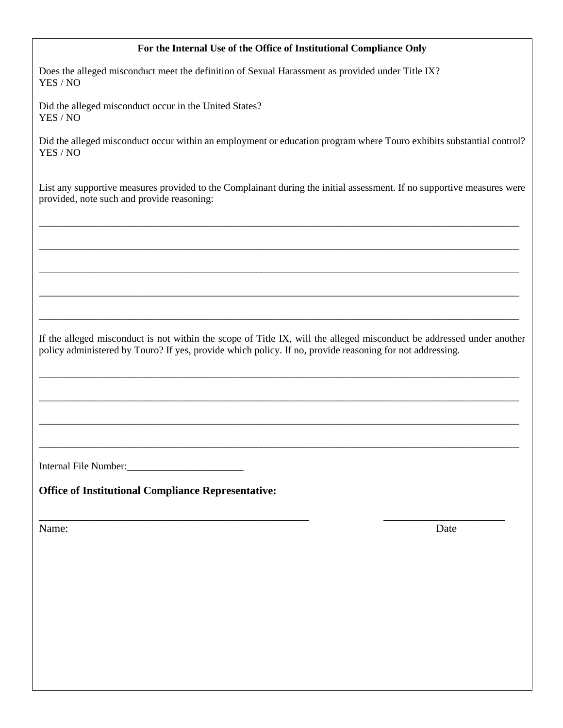**For the Internal Use of the Office of Institutional Compliance Only**

Does the alleged misconduct meet the definition of Sexual Harassment as provided under Title IX?
YES / NO

Did the alleged misconduct occur in the United States?
YES / NO

Did the alleged misconduct occur within an employment or education program where Touro exhibits substantial control?
YES / NO

List any supportive measures provided to the Complainant during the initial assessment. If no supportive measures were provided, note such and provide reasoning:

_____________________________________________________________________________________

_____________________________________________________________________________________

_____________________________________________________________________________________

_____________________________________________________________________________________

_____________________________________________________________________________________

If the alleged misconduct is not within the scope of Title IX, will the alleged misconduct be addressed under another policy administered by Touro? If yes, provide which policy. If no, provide reasoning for not addressing.

_____________________________________________________________________________________

_____________________________________________________________________________________

_____________________________________________________________________________________

_____________________________________________________________________________________

Internal File Number:_______________________

**Office of Institutional Compliance Representative:**

_____________________________________________ ______________________

Name: Date